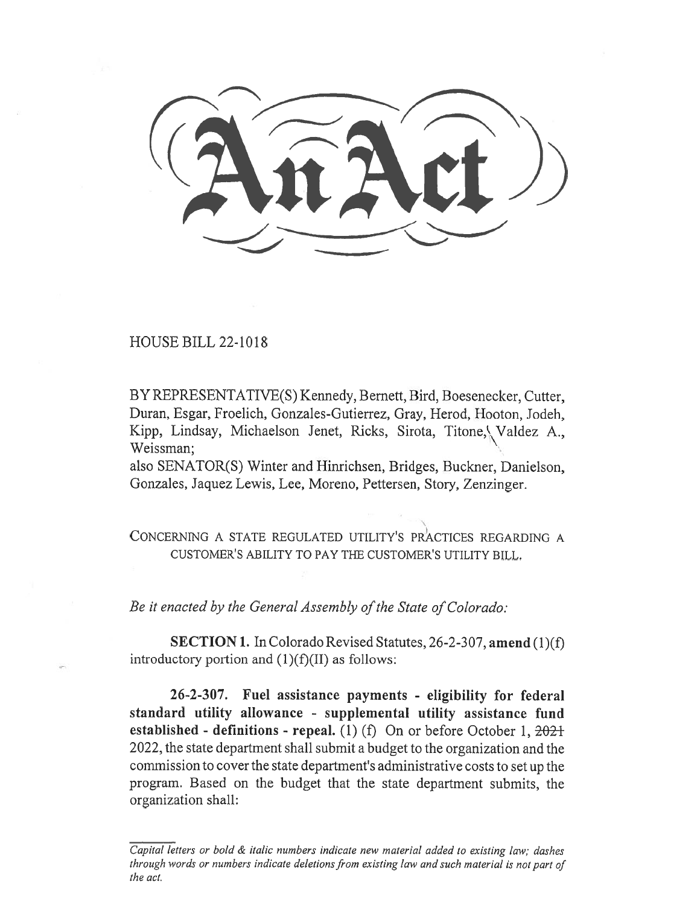# An Act

HOUSE BILL 22-1018

BY REPRESENTATIVE(S) Kennedy, Bernett, Bird, Boesenecker, Cutter, Duran, Esgar, Froelich, Gonzales-Gutierrez, Gray, Herod, Hooton, Jodeh, Kipp, Lindsay, Michaelson Jenet, Ricks, Sirota, Titone, Valdez A., Weissman;
also SENATOR(S) Winter and Hinrichsen, Bridges, Buckner, Danielson, Gonzales, Jaquez Lewis, Lee, Moreno, Pettersen, Story, Zenzinger.

CONCERNING A STATE REGULATED UTILITY'S PRACTICES REGARDING A CUSTOMER'S ABILITY TO PAY THE CUSTOMER'S UTILITY BILL.

*Be it enacted by the General Assembly of the State of Colorado:*

**SECTION 1.** In Colorado Revised Statutes, 26-2-307, **amend** (1)(f) introductory portion and (1)(f)(II) as follows:

**26-2-307. Fuel assistance payments - eligibility for federal standard utility allowance - supplemental utility assistance fund established - definitions - repeal.** (1) (f) On or before October 1, ~~2021~~ 2022, the state department shall submit a budget to the organization and the commission to cover the state department's administrative costs to set up the program. Based on the budget that the state department submits, the organization shall:

*Capital letters or bold & italic numbers indicate new material added to existing law; dashes through words or numbers indicate deletions from existing law and such material is not part of the act.*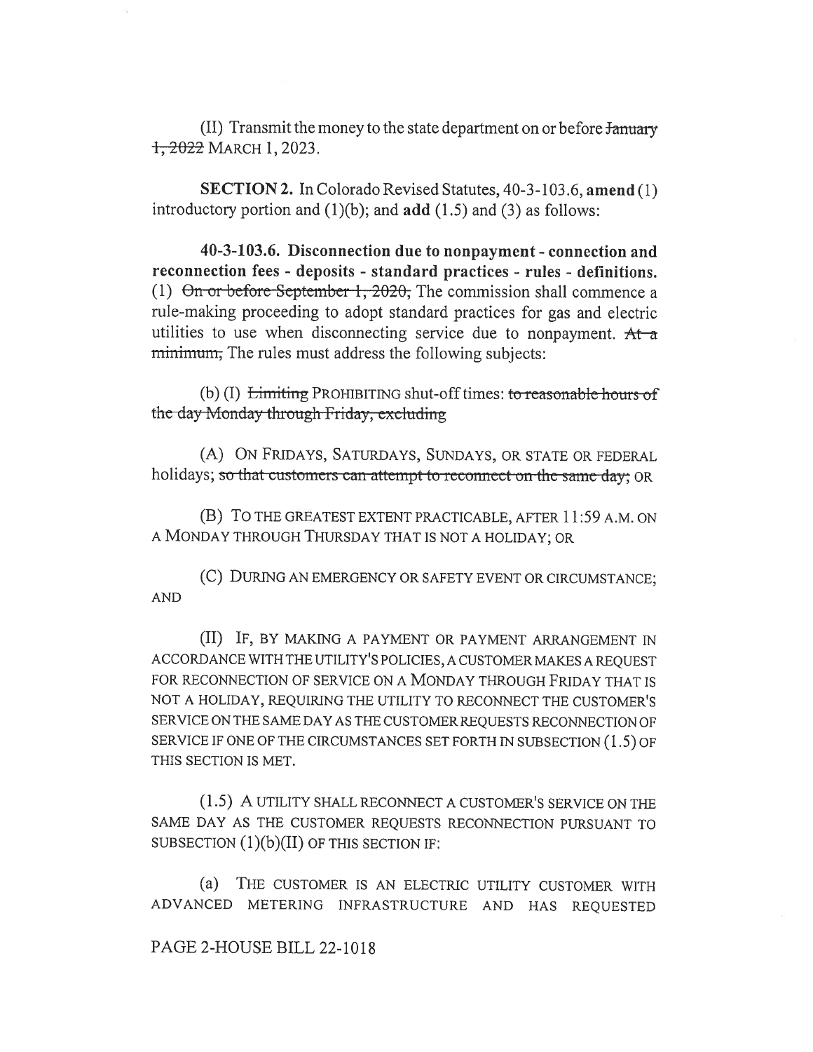(II) Transmit the money to the state department on or before ~~January 1, 2022~~ MARCH 1, 2023.

**SECTION 2.** In Colorado Revised Statutes, 40-3-103.6, **amend** (1) introductory portion and (1)(b); and **add** (1.5) and (3) as follows:

**40-3-103.6. Disconnection due to nonpayment - connection and reconnection fees - deposits - standard practices - rules - definitions.** (1) ~~On or before September 1, 2020,~~ The commission shall commence a rule-making proceeding to adopt standard practices for gas and electric utilities to use when disconnecting service due to nonpayment. ~~At a minimum,~~ The rules must address the following subjects:

(b) (I) ~~Limiting~~ PROHIBITING shut-off times: ~~to reasonable hours of the day Monday through Friday, excluding~~

(A) ON FRIDAYS, SATURDAYS, SUNDAYS, OR STATE OR FEDERAL holidays; ~~so that customers can attempt to reconnect on the same day;~~ OR

(B) TO THE GREATEST EXTENT PRACTICABLE, AFTER 11:59 A.M. ON A MONDAY THROUGH THURSDAY THAT IS NOT A HOLIDAY; OR

(C) DURING AN EMERGENCY OR SAFETY EVENT OR CIRCUMSTANCE; AND

(II) IF, BY MAKING A PAYMENT OR PAYMENT ARRANGEMENT IN ACCORDANCE WITH THE UTILITY'S POLICIES, A CUSTOMER MAKES A REQUEST FOR RECONNECTION OF SERVICE ON A MONDAY THROUGH FRIDAY THAT IS NOT A HOLIDAY, REQUIRING THE UTILITY TO RECONNECT THE CUSTOMER'S SERVICE ON THE SAME DAY AS THE CUSTOMER REQUESTS RECONNECTION OF SERVICE IF ONE OF THE CIRCUMSTANCES SET FORTH IN SUBSECTION (1.5) OF THIS SECTION IS MET.

(1.5) A UTILITY SHALL RECONNECT A CUSTOMER'S SERVICE ON THE SAME DAY AS THE CUSTOMER REQUESTS RECONNECTION PURSUANT TO SUBSECTION (1)(b)(II) OF THIS SECTION IF:

(a) THE CUSTOMER IS AN ELECTRIC UTILITY CUSTOMER WITH ADVANCED METERING INFRASTRUCTURE AND HAS REQUESTED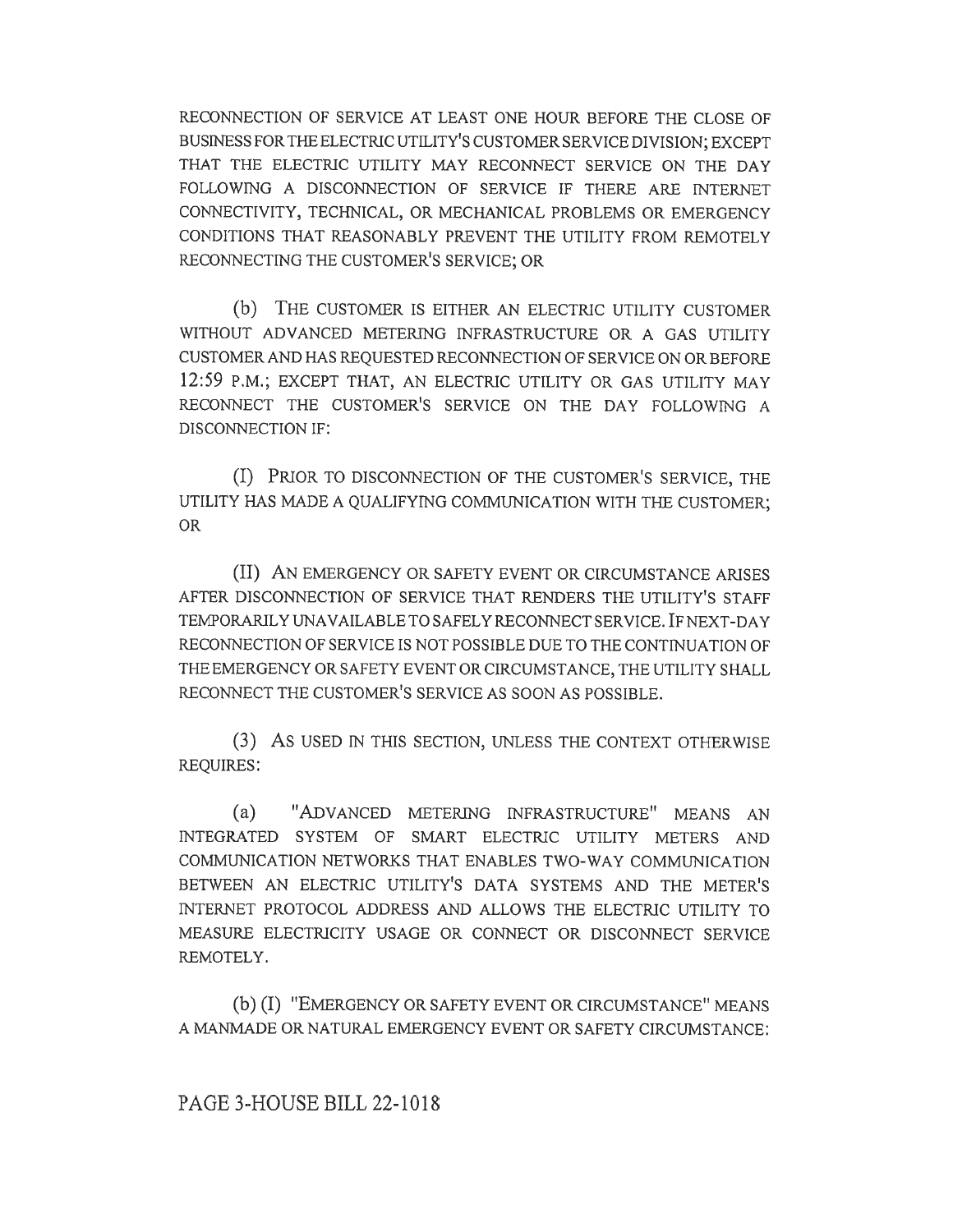RECONNECTION OF SERVICE AT LEAST ONE HOUR BEFORE THE CLOSE OF BUSINESS FOR THE ELECTRIC UTILITY'S CUSTOMER SERVICE DIVISION; EXCEPT THAT THE ELECTRIC UTILITY MAY RECONNECT SERVICE ON THE DAY FOLLOWING A DISCONNECTION OF SERVICE IF THERE ARE INTERNET CONNECTIVITY, TECHNICAL, OR MECHANICAL PROBLEMS OR EMERGENCY CONDITIONS THAT REASONABLY PREVENT THE UTILITY FROM REMOTELY RECONNECTING THE CUSTOMER'S SERVICE; OR

(b) THE CUSTOMER IS EITHER AN ELECTRIC UTILITY CUSTOMER WITHOUT ADVANCED METERING INFRASTRUCTURE OR A GAS UTILITY CUSTOMER AND HAS REQUESTED RECONNECTION OF SERVICE ON OR BEFORE 12:59 P.M.; EXCEPT THAT, AN ELECTRIC UTILITY OR GAS UTILITY MAY RECONNECT THE CUSTOMER'S SERVICE ON THE DAY FOLLOWING A DISCONNECTION IF:

(I) PRIOR TO DISCONNECTION OF THE CUSTOMER'S SERVICE, THE UTILITY HAS MADE A QUALIFYING COMMUNICATION WITH THE CUSTOMER; OR

(II) AN EMERGENCY OR SAFETY EVENT OR CIRCUMSTANCE ARISES AFTER DISCONNECTION OF SERVICE THAT RENDERS THE UTILITY'S STAFF TEMPORARILY UNAVAILABLE TO SAFELY RECONNECT SERVICE. IF NEXT-DAY RECONNECTION OF SERVICE IS NOT POSSIBLE DUE TO THE CONTINUATION OF THE EMERGENCY OR SAFETY EVENT OR CIRCUMSTANCE, THE UTILITY SHALL RECONNECT THE CUSTOMER'S SERVICE AS SOON AS POSSIBLE.

(3) AS USED IN THIS SECTION, UNLESS THE CONTEXT OTHERWISE REQUIRES:

(a) "ADVANCED METERING INFRASTRUCTURE" MEANS AN INTEGRATED SYSTEM OF SMART ELECTRIC UTILITY METERS AND COMMUNICATION NETWORKS THAT ENABLES TWO-WAY COMMUNICATION BETWEEN AN ELECTRIC UTILITY'S DATA SYSTEMS AND THE METER'S INTERNET PROTOCOL ADDRESS AND ALLOWS THE ELECTRIC UTILITY TO MEASURE ELECTRICITY USAGE OR CONNECT OR DISCONNECT SERVICE REMOTELY.

(b) (I) "EMERGENCY OR SAFETY EVENT OR CIRCUMSTANCE" MEANS A MANMADE OR NATURAL EMERGENCY EVENT OR SAFETY CIRCUMSTANCE: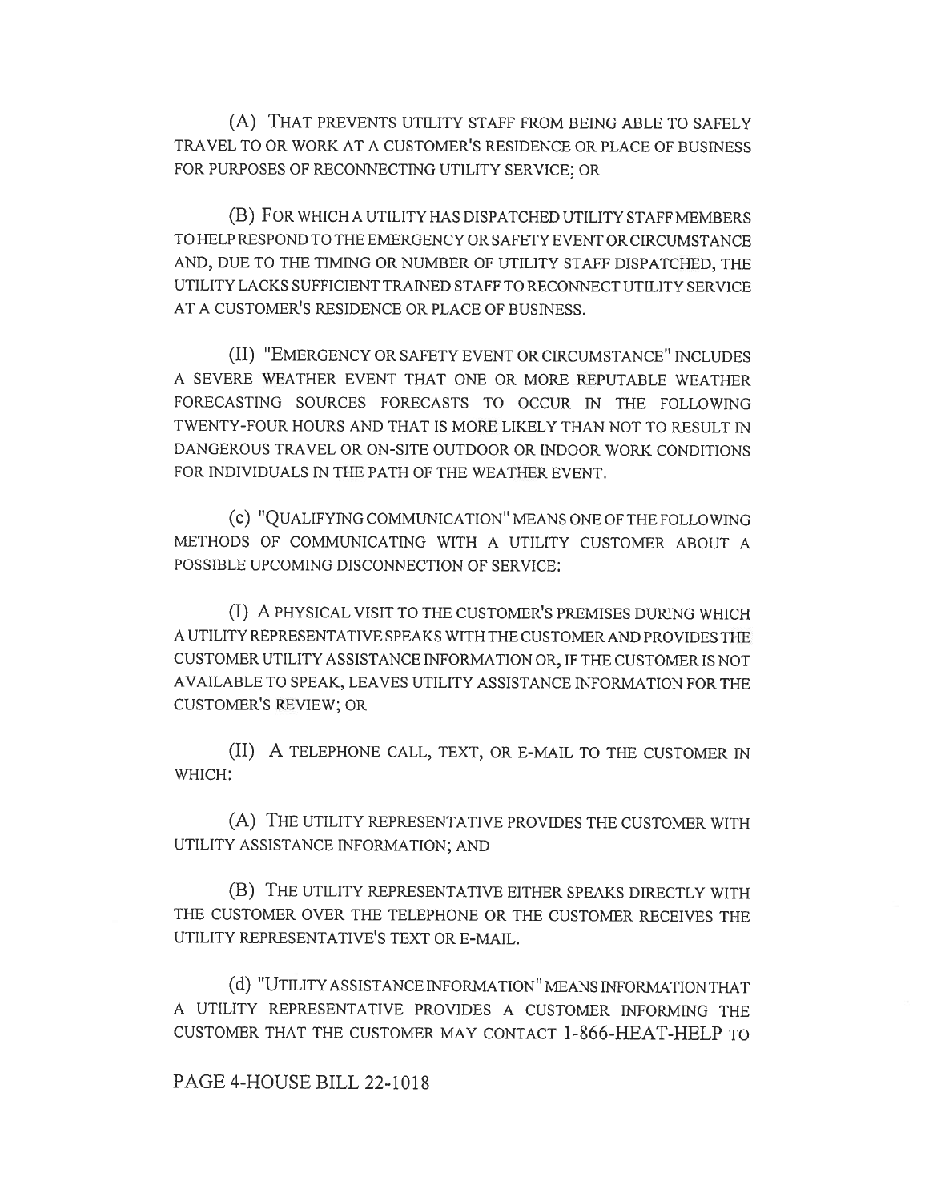(A) THAT PREVENTS UTILITY STAFF FROM BEING ABLE TO SAFELY TRAVEL TO OR WORK AT A CUSTOMER'S RESIDENCE OR PLACE OF BUSINESS FOR PURPOSES OF RECONNECTING UTILITY SERVICE; OR

(B) FOR WHICH A UTILITY HAS DISPATCHED UTILITY STAFF MEMBERS TO HELP RESPOND TO THE EMERGENCY OR SAFETY EVENT OR CIRCUMSTANCE AND, DUE TO THE TIMING OR NUMBER OF UTILITY STAFF DISPATCHED, THE UTILITY LACKS SUFFICIENT TRAINED STAFF TO RECONNECT UTILITY SERVICE AT A CUSTOMER'S RESIDENCE OR PLACE OF BUSINESS.

(II) "EMERGENCY OR SAFETY EVENT OR CIRCUMSTANCE" INCLUDES A SEVERE WEATHER EVENT THAT ONE OR MORE REPUTABLE WEATHER FORECASTING SOURCES FORECASTS TO OCCUR IN THE FOLLOWING TWENTY-FOUR HOURS AND THAT IS MORE LIKELY THAN NOT TO RESULT IN DANGEROUS TRAVEL OR ON-SITE OUTDOOR OR INDOOR WORK CONDITIONS FOR INDIVIDUALS IN THE PATH OF THE WEATHER EVENT.

(c) "QUALIFYING COMMUNICATION" MEANS ONE OF THE FOLLOWING METHODS OF COMMUNICATING WITH A UTILITY CUSTOMER ABOUT A POSSIBLE UPCOMING DISCONNECTION OF SERVICE:

(I) A PHYSICAL VISIT TO THE CUSTOMER'S PREMISES DURING WHICH A UTILITY REPRESENTATIVE SPEAKS WITH THE CUSTOMER AND PROVIDES THE CUSTOMER UTILITY ASSISTANCE INFORMATION OR, IF THE CUSTOMER IS NOT AVAILABLE TO SPEAK, LEAVES UTILITY ASSISTANCE INFORMATION FOR THE CUSTOMER'S REVIEW; OR

(II) A TELEPHONE CALL, TEXT, OR E-MAIL TO THE CUSTOMER IN WHICH:

(A) THE UTILITY REPRESENTATIVE PROVIDES THE CUSTOMER WITH UTILITY ASSISTANCE INFORMATION; AND

(B) THE UTILITY REPRESENTATIVE EITHER SPEAKS DIRECTLY WITH THE CUSTOMER OVER THE TELEPHONE OR THE CUSTOMER RECEIVES THE UTILITY REPRESENTATIVE'S TEXT OR E-MAIL.

(d) "UTILITY ASSISTANCE INFORMATION" MEANS INFORMATION THAT A UTILITY REPRESENTATIVE PROVIDES A CUSTOMER INFORMING THE CUSTOMER THAT THE CUSTOMER MAY CONTACT 1-866-HEAT-HELP TO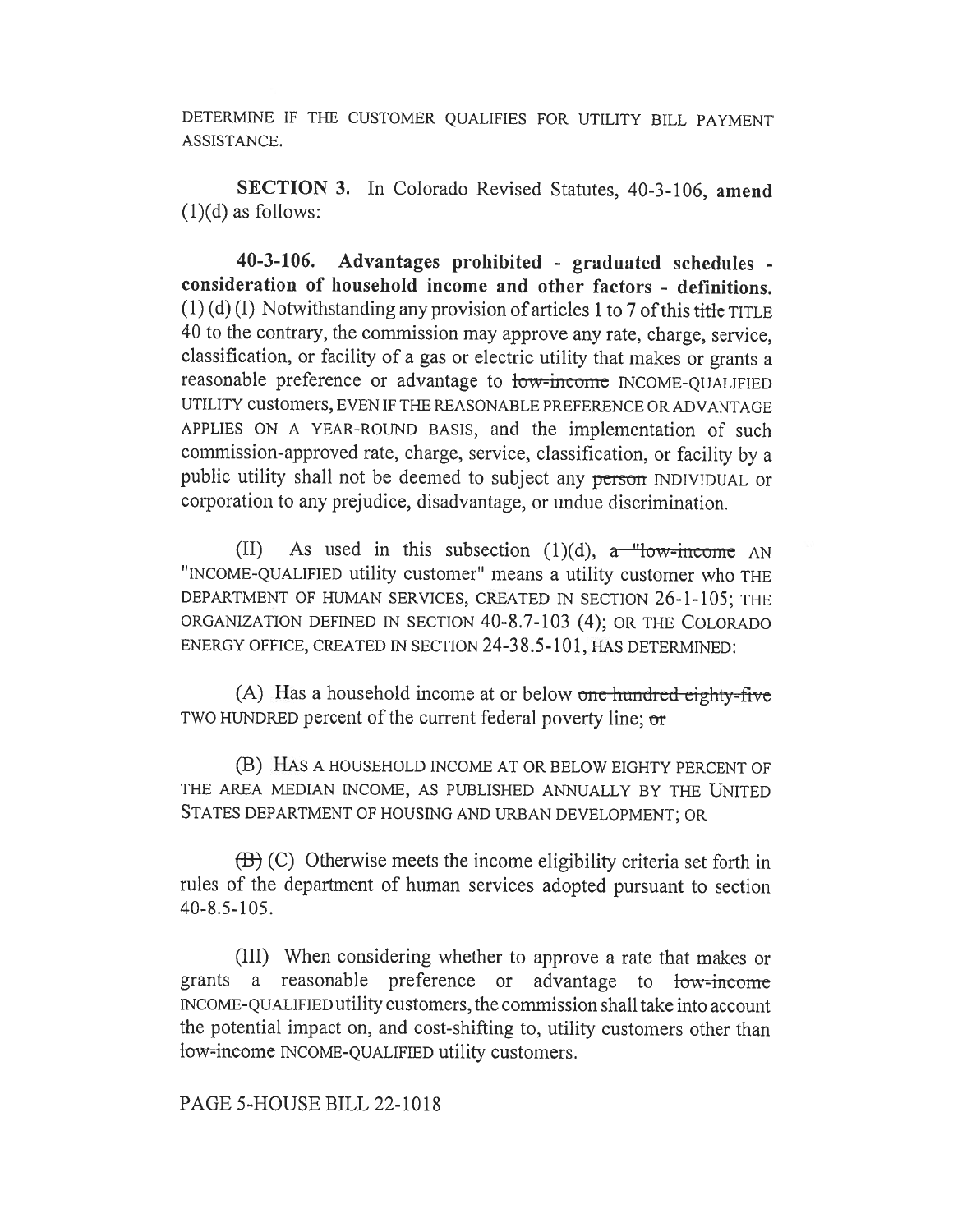DETERMINE IF THE CUSTOMER QUALIFIES FOR UTILITY BILL PAYMENT ASSISTANCE.

**SECTION 3.** In Colorado Revised Statutes, 40-3-106, **amend** (1)(d) as follows:

**40-3-106. Advantages prohibited - graduated schedules - consideration of household income and other factors - definitions.** (1) (d) (I) Notwithstanding any provision of articles 1 to 7 of this ~~title~~ TITLE 40 to the contrary, the commission may approve any rate, charge, service, classification, or facility of a gas or electric utility that makes or grants a reasonable preference or advantage to ~~low-income~~ INCOME-QUALIFIED UTILITY customers, EVEN IF THE REASONABLE PREFERENCE OR ADVANTAGE APPLIES ON A YEAR-ROUND BASIS, and the implementation of such commission-approved rate, charge, service, classification, or facility by a public utility shall not be deemed to subject any ~~person~~ INDIVIDUAL or corporation to any prejudice, disadvantage, or undue discrimination.

(II) As used in this subsection (1)(d), ~~a "low-income~~ AN "INCOME-QUALIFIED utility customer" means a utility customer who THE DEPARTMENT OF HUMAN SERVICES, CREATED IN SECTION 26-1-105; THE ORGANIZATION DEFINED IN SECTION 40-8.7-103 (4); OR THE COLORADO ENERGY OFFICE, CREATED IN SECTION 24-38.5-101, HAS DETERMINED:

(A) Has a household income at or below ~~one hundred eighty-five~~ TWO HUNDRED percent of the current federal poverty line; ~~or~~

(B) HAS A HOUSEHOLD INCOME AT OR BELOW EIGHTY PERCENT OF THE AREA MEDIAN INCOME, AS PUBLISHED ANNUALLY BY THE UNITED STATES DEPARTMENT OF HOUSING AND URBAN DEVELOPMENT; OR

~~(B)~~ (C) Otherwise meets the income eligibility criteria set forth in rules of the department of human services adopted pursuant to section 40-8.5-105.

(III) When considering whether to approve a rate that makes or grants a reasonable preference or advantage to ~~low-income~~ INCOME-QUALIFIED utility customers, the commission shall take into account the potential impact on, and cost-shifting to, utility customers other than ~~low-income~~ INCOME-QUALIFIED utility customers.

PAGE 5-HOUSE BILL 22-1018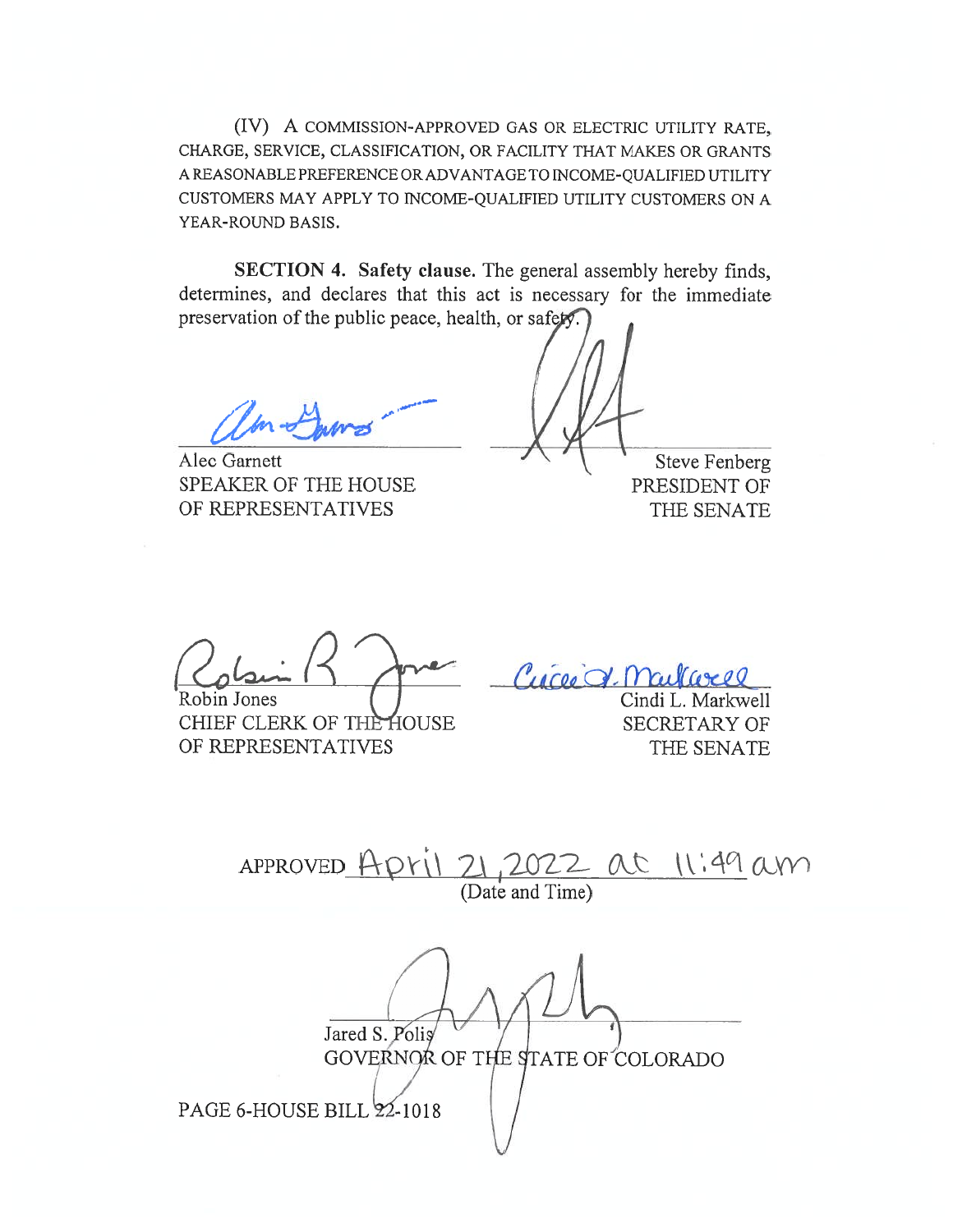(IV) A COMMISSION-APPROVED GAS OR ELECTRIC UTILITY RATE, CHARGE, SERVICE, CLASSIFICATION, OR FACILITY THAT MAKES OR GRANTS A REASONABLE PREFERENCE OR ADVANTAGE TO INCOME-QUALIFIED UTILITY CUSTOMERS MAY APPLY TO INCOME-QUALIFIED UTILITY CUSTOMERS ON A YEAR-ROUND BASIS.

**SECTION 4. Safety clause.** The general assembly hereby finds, determines, and declares that this act is necessary for the immediate preservation of the public peace, health, or safety.

Alec Garnett
SPEAKER OF THE HOUSE
OF REPRESENTATIVES

Steve Fenberg
PRESIDENT OF
THE SENATE

Robin Jones
CHIEF CLERK OF THE HOUSE
OF REPRESENTATIVES

Cindi L. Markwell
SECRETARY OF
THE SENATE

APPROVED April 21, 2022 at 11:49 am
(Date and Time)

Jared S. Polis
GOVERNOR OF THE STATE OF COLORADO

PAGE 6-HOUSE BILL 22-1018